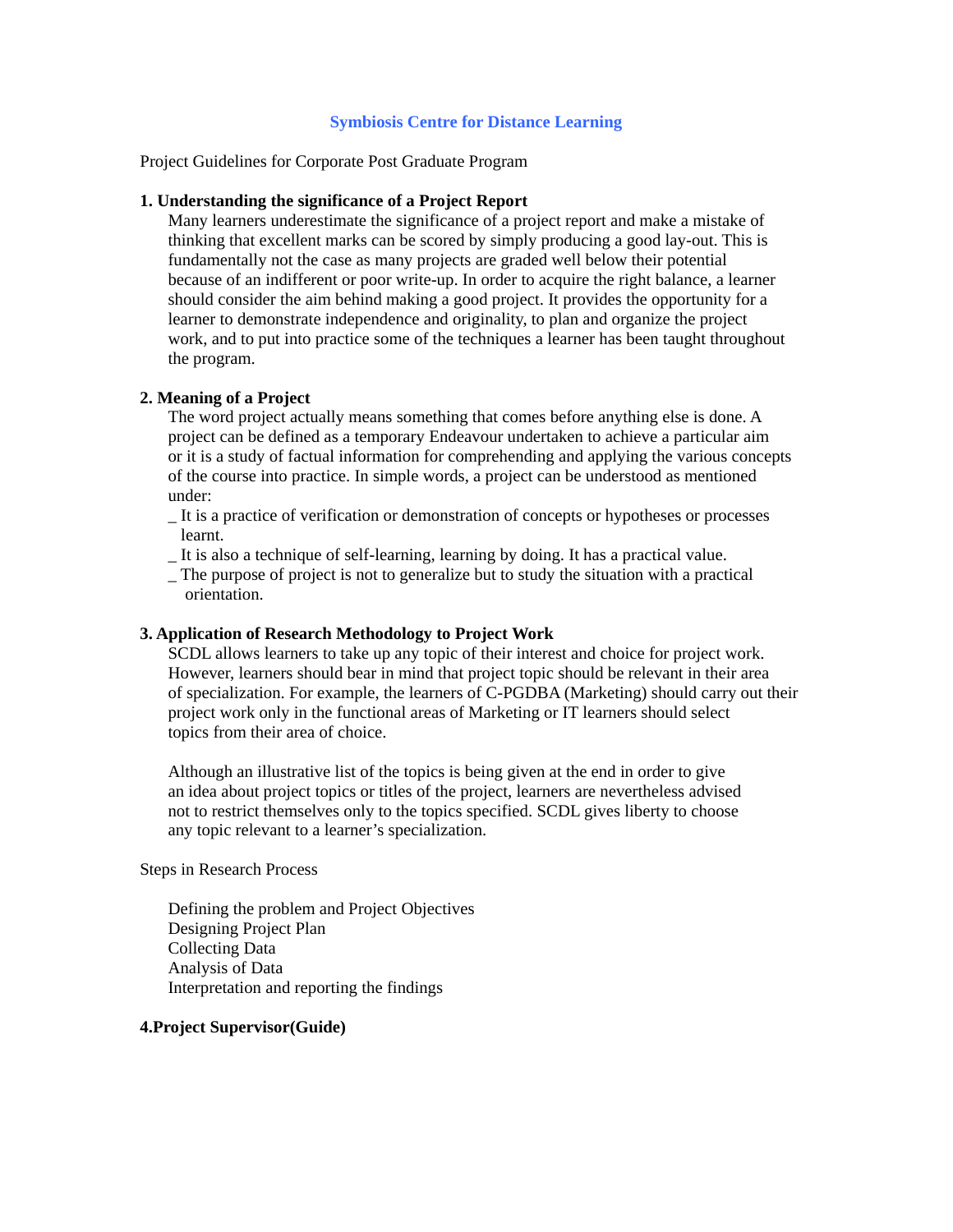# Symbiosis Centre for Distance Learning

Project Guidelines for Corporate Post Graduate Program

## 1. Understanding the significance of a Project Report

Many learners underestimate the significance of a project report and make a mistake of thinking that excellent marks can be scored by simply producing a good lay-out. This is fundamentally not the case as many projects are graded well below their potential because of an indifferent or poor write-up. In order to acquire the right balance, a learner should consider the aim behind making a good project. It provides the opportunity for a learner to demonstrate independence and originality, to plan and organize the project work, and to put into practice some of the techniques a learner has been taught throughout the program.

## 2. Meaning of a Project

The word project actually means something that comes before anything else is done. A project can be defined as a temporary Endeavour undertaken to achieve a particular aim or it is a study of factual information for comprehending and applying the various concepts of the course into practice. In simple words, a project can be understood as mentioned under:

- It is a practice of verification or demonstration of concepts or hypotheses or processes learnt.
- It is also a technique of self-learning, learning by doing. It has a practical value.
- The purpose of project is not to generalize but to study the situation with a practical orientation.

## 3. Application of Research Methodology to Project Work

SCDL allows learners to take up any topic of their interest and choice for project work. However, learners should bear in mind that project topic should be relevant in their area of specialization. For example, the learners of C-PGDBA (Marketing) should carry out their project work only in the functional areas of Marketing or IT learners should select topics from their area of choice.

Although an illustrative list of the topics is being given at the end in order to give an idea about project topics or titles of the project, learners are nevertheless advised not to restrict themselves only to the topics specified. SCDL gives liberty to choose any topic relevant to a learner's specialization.

Steps in Research Process

Defining the problem and Project Objectives
Designing Project Plan
Collecting Data
Analysis of Data
Interpretation and reporting the findings

## 4.Project Supervisor(Guide)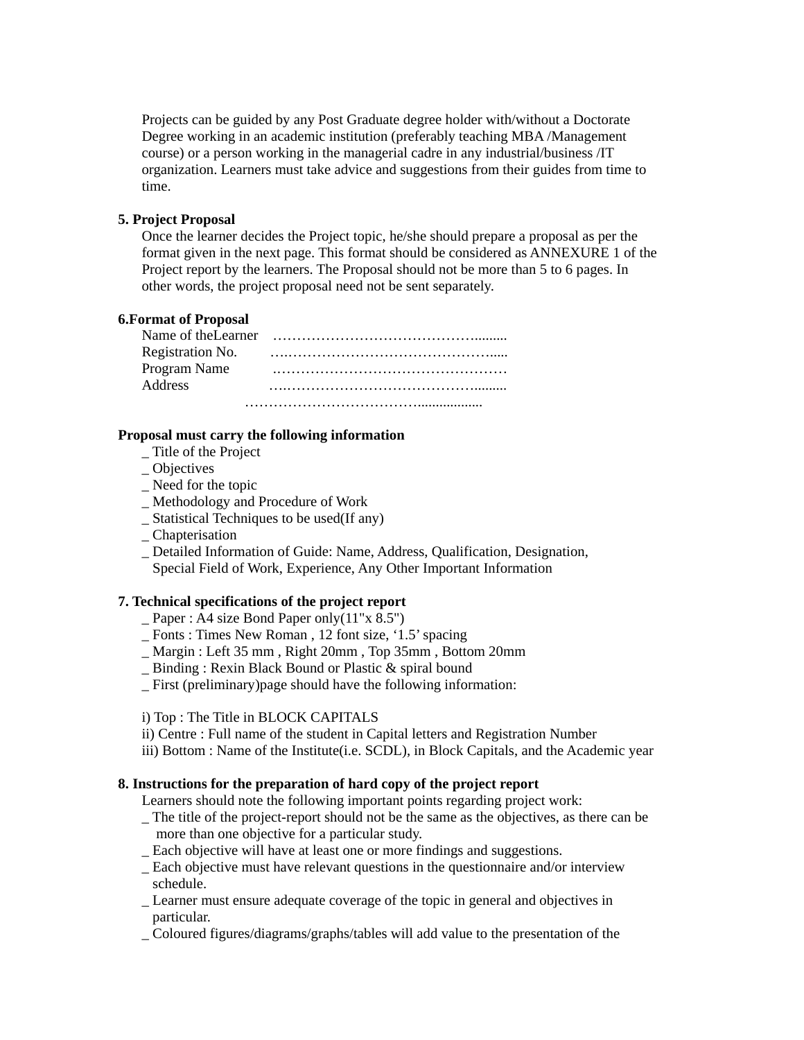Projects can be guided by any Post Graduate degree holder with/without a Doctorate Degree working in an academic institution (preferably teaching MBA /Management course) or a person working in the managerial cadre in any industrial/business /IT organization. Learners must take advice and suggestions from their guides from time to time.

**5. Project Proposal**

Once the learner decides the Project topic, he/she should prepare a proposal as per the format given in the next page. This format should be considered as ANNEXURE 1 of the Project report by the learners. The Proposal should not be more than 5 to 6 pages. In other words, the project proposal need not be sent separately.

**6.Format of Proposal**

Name of theLearner ………………………………………........

Registration No. ….……………………………………….....

Program Name .…………………………………………

Address ….……………………………………........

………………………………..................

**Proposal must carry the following information**

_ Title of the Project
_ Objectives
_ Need for the topic
_ Methodology and Procedure of Work
_ Statistical Techniques to be used(If any)
_ Chapterisation
_ Detailed Information of Guide: Name, Address, Qualification, Designation, Special Field of Work, Experience, Any Other Important Information

**7. Technical specifications of the project report**

_ Paper : A4 size Bond Paper only(11"x 8.5")
_ Fonts : Times New Roman , 12 font size, '1.5' spacing
_ Margin : Left 35 mm , Right 20mm , Top 35mm , Bottom 20mm
_ Binding : Rexin Black Bound or Plastic & spiral bound
_ First (preliminary)page should have the following information:

i) Top : The Title in BLOCK CAPITALS
ii) Centre : Full name of the student in Capital letters and Registration Number
iii) Bottom : Name of the Institute(i.e. SCDL), in Block Capitals, and the Academic year

**8. Instructions for the preparation of hard copy of the project report**

Learners should note the following important points regarding project work:

_ The title of the project-report should not be the same as the objectives, as there can be more than one objective for a particular study.
_ Each objective will have at least one or more findings and suggestions.
_ Each objective must have relevant questions in the questionnaire and/or interview schedule.
_ Learner must ensure adequate coverage of the topic in general and objectives in particular.
_ Coloured figures/diagrams/graphs/tables will add value to the presentation of the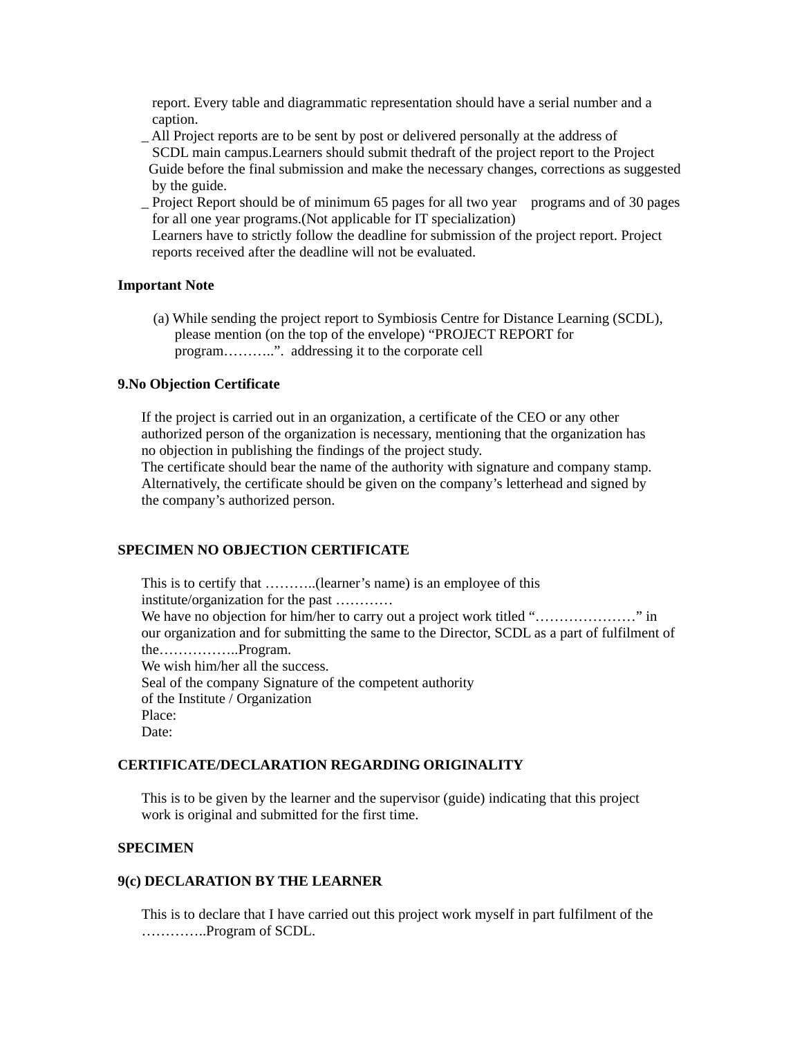report. Every table and diagrammatic representation should have a serial number and a caption.

_ All Project reports are to be sent by post or delivered personally at the address of SCDL main campus.Learners should submit thedraft of the project report to the Project Guide before the final submission and make the necessary changes, corrections as suggested by the guide.

_ Project Report should be of minimum 65 pages for all two year programs and of 30 pages for all one year programs.(Not applicable for IT specialization)
Learners have to strictly follow the deadline for submission of the project report. Project reports received after the deadline will not be evaluated.

**Important Note**

(a) While sending the project report to Symbiosis Centre for Distance Learning (SCDL), please mention (on the top of the envelope) “PROJECT REPORT for program………..”. addressing it to the corporate cell

**9.No Objection Certificate**

If the project is carried out in an organization, a certificate of the CEO or any other authorized person of the organization is necessary, mentioning that the organization has no objection in publishing the findings of the project study.
The certificate should bear the name of the authority with signature and company stamp.
Alternatively, the certificate should be given on the company’s letterhead and signed by the company’s authorized person.

**SPECIMEN NO OBJECTION CERTIFICATE**

This is to certify that ………..(learner’s name) is an employee of this institute/organization for the past …………
We have no objection for him/her to carry out a project work titled “…………………” in our organization and for submitting the same to the Director, SCDL as a part of fulfilment of the……………..Program.
We wish him/her all the success.
Seal of the company Signature of the competent authority
of the Institute / Organization
Place:
Date:

**CERTIFICATE/DECLARATION REGARDING ORIGINALITY**

This is to be given by the learner and the supervisor (guide) indicating that this project work is original and submitted for the first time.

**SPECIMEN**

**9(c) DECLARATION BY THE LEARNER**

This is to declare that I have carried out this project work myself in part fulfilment of the …………..Program of SCDL.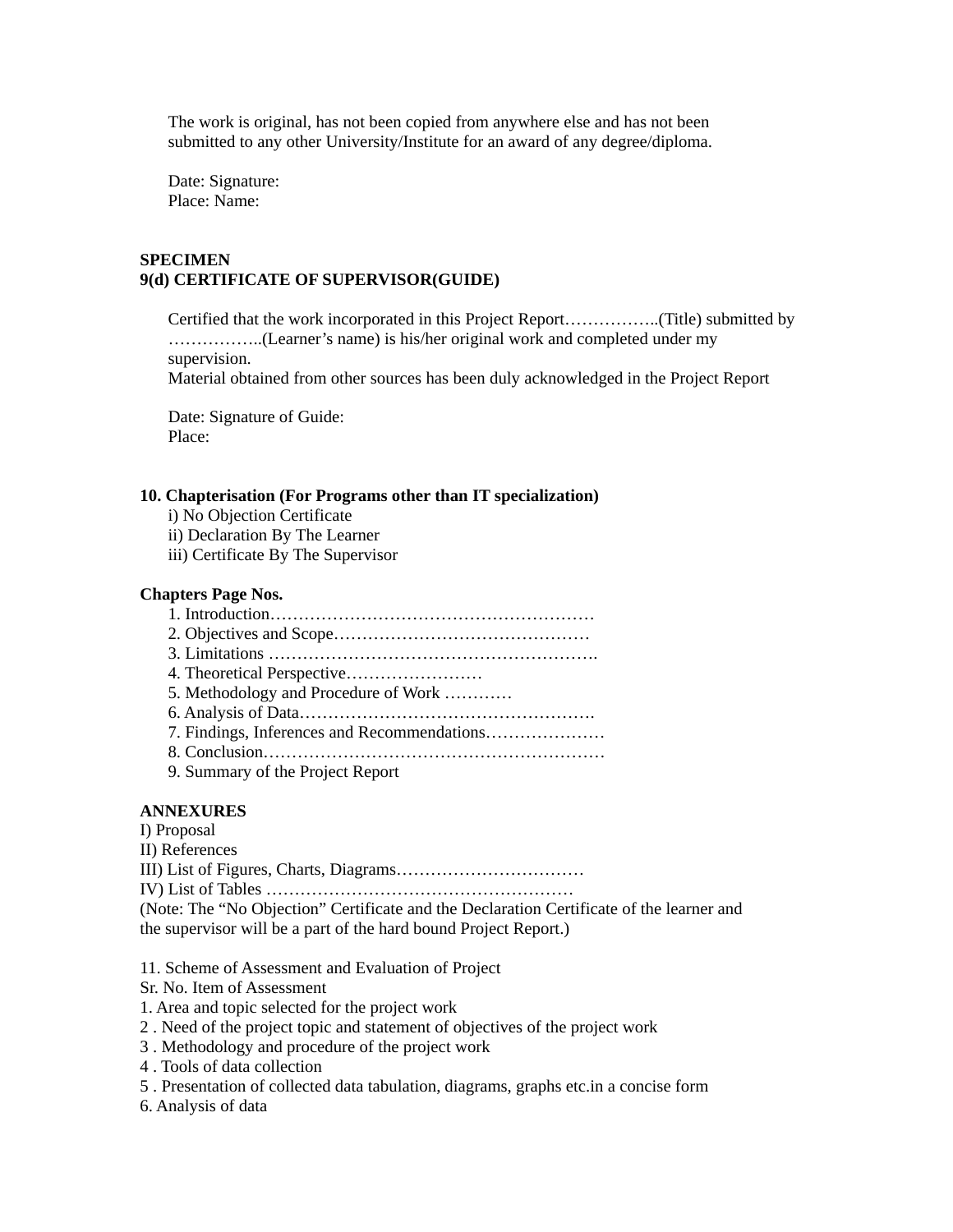The work is original, has not been copied from anywhere else and has not been submitted to any other University/Institute for an award of any degree/diploma.

Date: Signature:
Place: Name:

**SPECIMEN**
**9(d) CERTIFICATE OF SUPERVISOR(GUIDE)**

Certified that the work incorporated in this Project Report……………..(Title) submitted by ……………..(Learner's name) is his/her original work and completed under my supervision.
Material obtained from other sources has been duly acknowledged in the Project Report

Date: Signature of Guide:
Place:

**10. Chapterisation (For Programs other than IT specialization)**

i) No Objection Certificate
ii) Declaration By The Learner
iii) Certificate By The Supervisor

**Chapters Page Nos.**

1. Introduction…………………………………………………
2. Objectives and Scope………………………………………
3. Limitations ………………………………………………….
4. Theoretical Perspective……………………
5. Methodology and Procedure of Work …………
6. Analysis of Data…………………………………………….
7. Findings, Inferences and Recommendations…………………
8. Conclusion……………………………………………………
9. Summary of the Project Report

**ANNEXURES**

I) Proposal
II) References
III) List of Figures, Charts, Diagrams……………………………
IV) List of Tables ………………………………………………
(Note: The "No Objection" Certificate and the Declaration Certificate of the learner and the supervisor will be a part of the hard bound Project Report.)

11. Scheme of Assessment and Evaluation of Project

Sr. No. Item of Assessment
1. Area and topic selected for the project work
2 . Need of the project topic and statement of objectives of the project work
3 . Methodology and procedure of the project work
4 . Tools of data collection
5 . Presentation of collected data tabulation, diagrams, graphs etc.in a concise form
6. Analysis of data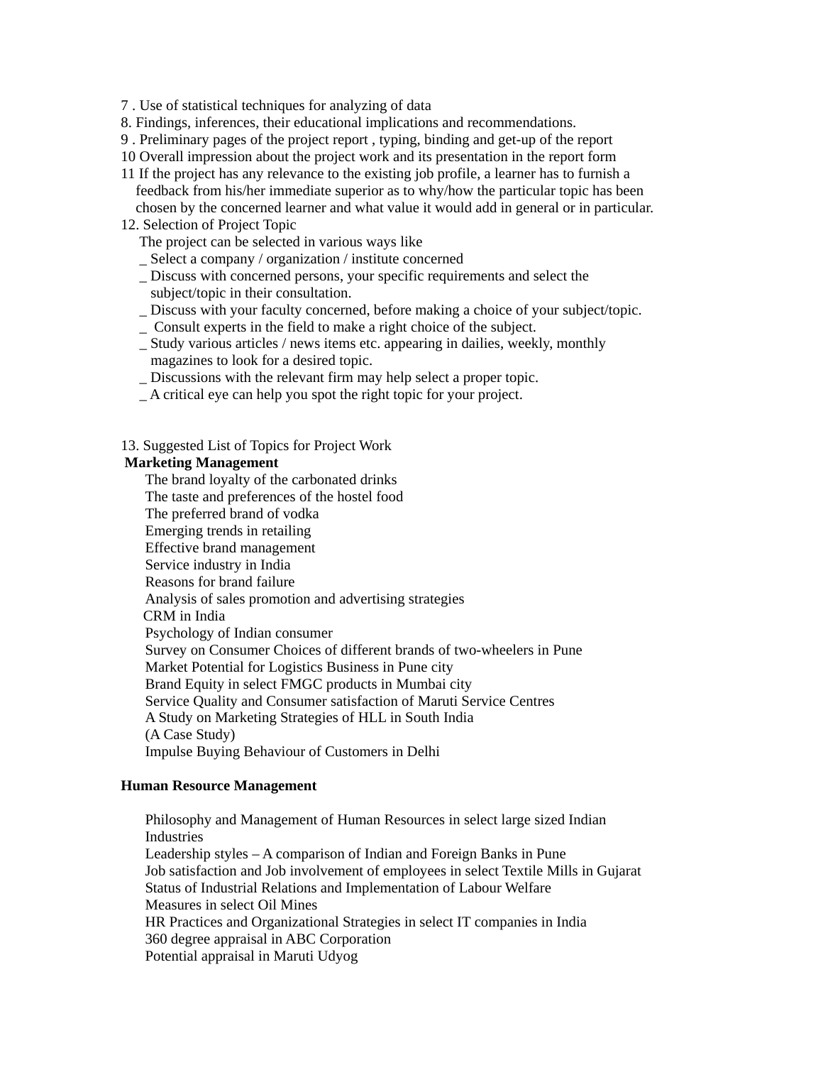7 . Use of statistical techniques for analyzing of data

8. Findings, inferences, their educational implications and recommendations.

9 . Preliminary pages of the project report , typing, binding and get-up of the report

10 Overall impression about the project work and its presentation in the report form

11 If the project has any relevance to the existing job profile, a learner has to furnish a feedback from his/her immediate superior as to why/how the particular topic has been chosen by the concerned learner and what value it would add in general or in particular.

12. Selection of Project Topic

The project can be selected in various ways like

- Select a company / organization / institute concerned
- Discuss with concerned persons, your specific requirements and select the subject/topic in their consultation.
- Discuss with your faculty concerned, before making a choice of your subject/topic.
- Consult experts in the field to make a right choice of the subject.
- Study various articles / news items etc. appearing in dailies, weekly, monthly magazines to look for a desired topic.
- Discussions with the relevant firm may help select a proper topic.
- A critical eye can help you spot the right topic for your project.

13. Suggested List of Topics for Project Work

**Marketing Management**

- The brand loyalty of the carbonated drinks
- The taste and preferences of the hostel food
- The preferred brand of vodka
- Emerging trends in retailing
- Effective brand management
- Service industry in India
- Reasons for brand failure
- Analysis of sales promotion and advertising strategies
- CRM in India
- Psychology of Indian consumer
- Survey on Consumer Choices of different brands of two-wheelers in Pune
- Market Potential for Logistics Business in Pune city
- Brand Equity in select FMGC products in Mumbai city
- Service Quality and Consumer satisfaction of Maruti Service Centres
- A Study on Marketing Strategies of HLL in South India (A Case Study)
- Impulse Buying Behaviour of Customers in Delhi

**Human Resource Management**

- Philosophy and Management of Human Resources in select large sized Indian Industries
- Leadership styles – A comparison of Indian and Foreign Banks in Pune
- Job satisfaction and Job involvement of employees in select Textile Mills in Gujarat
- Status of Industrial Relations and Implementation of Labour Welfare Measures in select Oil Mines
- HR Practices and Organizational Strategies in select IT companies in India
- 360 degree appraisal in ABC Corporation
- Potential appraisal in Maruti Udyog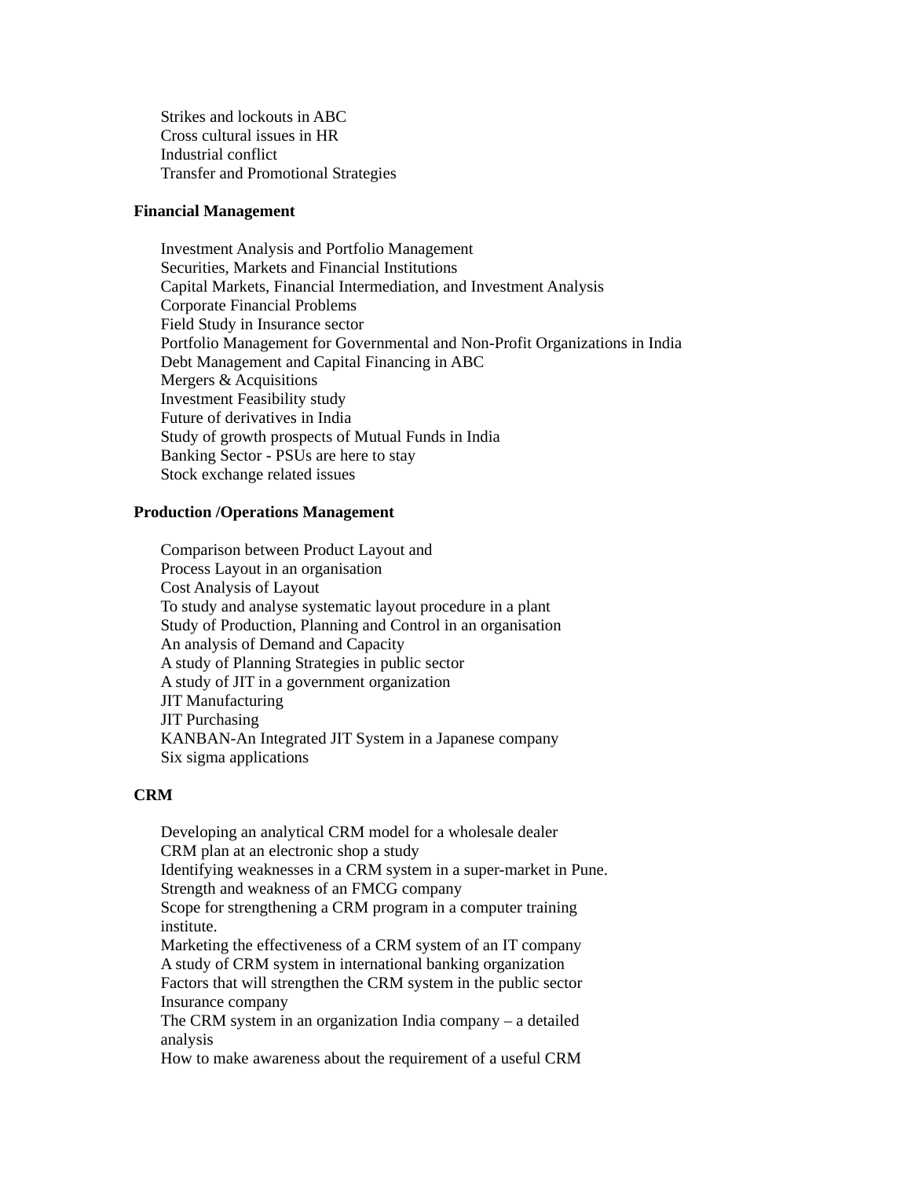Strikes and lockouts in ABC
Cross cultural issues in HR
Industrial conflict
Transfer and Promotional Strategies

**Financial Management**

Investment Analysis and Portfolio Management
Securities, Markets and Financial Institutions
Capital Markets, Financial Intermediation, and Investment Analysis
Corporate Financial Problems
Field Study in Insurance sector
Portfolio Management for Governmental and Non-Profit Organizations in India
Debt Management and Capital Financing in ABC
Mergers & Acquisitions
Investment Feasibility study
Future of derivatives in India
Study of growth prospects of Mutual Funds in India
Banking Sector - PSUs are here to stay
Stock exchange related issues

**Production /Operations Management**

Comparison between Product Layout and
Process Layout in an organisation
Cost Analysis of Layout
To study and analyse systematic layout procedure in a plant
Study of Production, Planning and Control in an organisation
An analysis of Demand and Capacity
A study of Planning Strategies in public sector
A study of JIT in a government organization
JIT Manufacturing
JIT Purchasing
KANBAN-An Integrated JIT System in a Japanese company
Six sigma applications

**CRM**

Developing an analytical CRM model for a wholesale dealer
CRM plan at an electronic shop a study
Identifying weaknesses in a CRM system in a super-market in Pune.
Strength and weakness of an FMCG company
Scope for strengthening a CRM program in a computer training institute.
Marketing the effectiveness of a CRM system of an IT company
A study of CRM system in international banking organization
Factors that will strengthen the CRM system in the public sector Insurance company
The CRM system in an organization India company – a detailed analysis
How to make awareness about the requirement of a useful CRM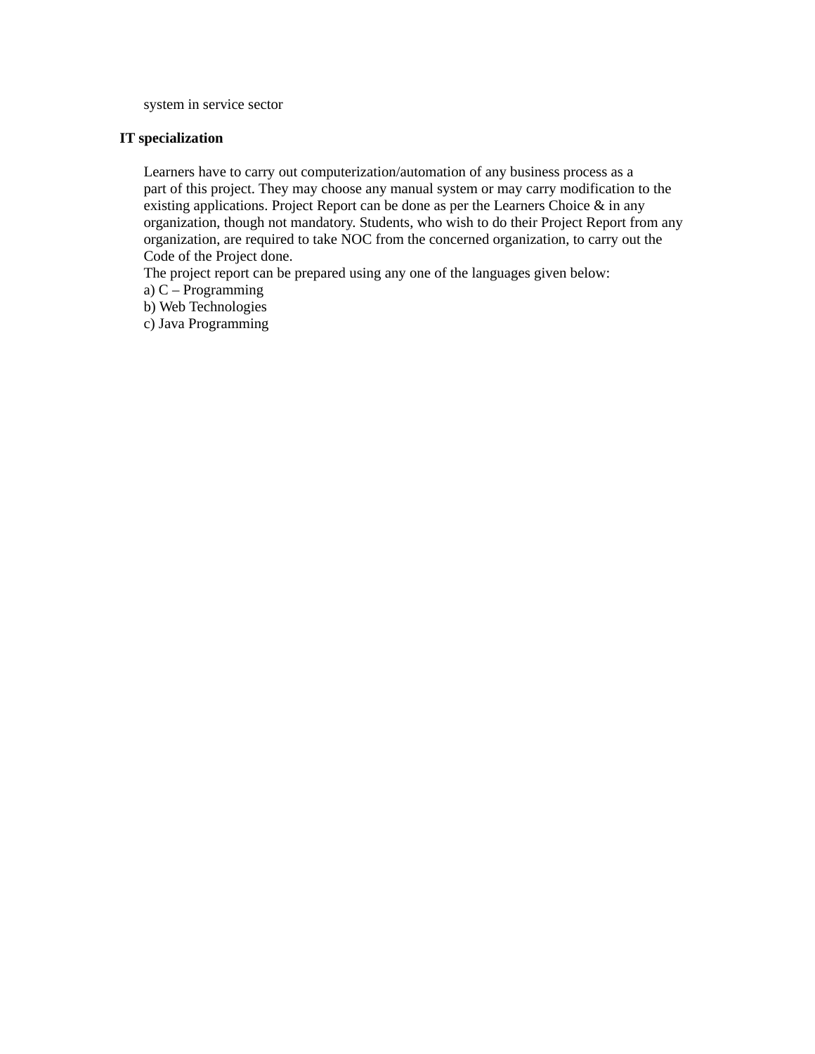system in service sector

**IT specialization**

Learners have to carry out computerization/automation of any business process as a part of this project. They may choose any manual system or may carry modification to the existing applications. Project Report can be done as per the Learners Choice & in any organization, though not mandatory. Students, who wish to do their Project Report from any organization, are required to take NOC from the concerned organization, to carry out the Code of the Project done.

The project report can be prepared using any one of the languages given below:

a) C – Programming

b) Web Technologies

c) Java Programming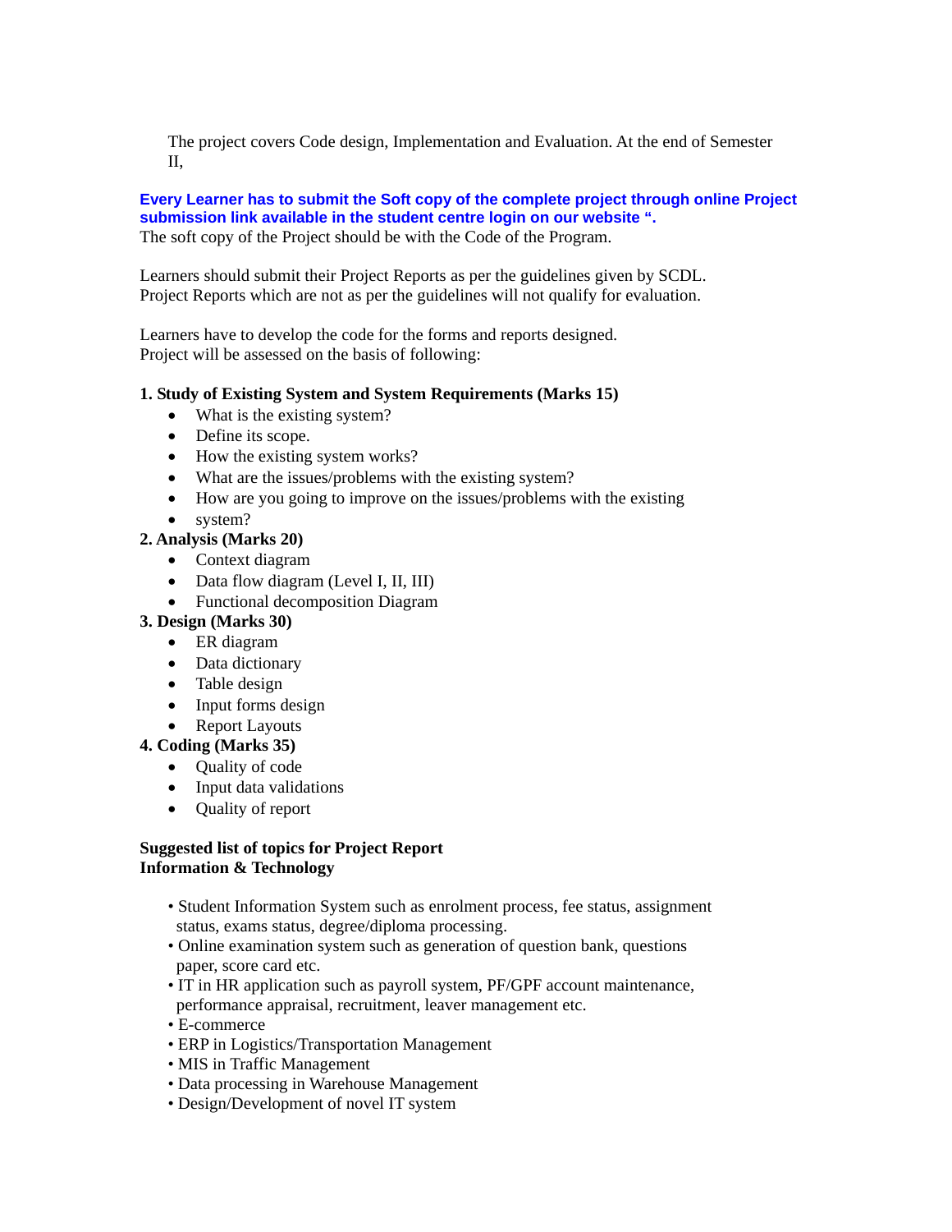The project covers Code design, Implementation and Evaluation. At the end of Semester II,

**Every Learner has to submit the Soft copy of the complete project through online Project submission link available in the student centre login on our website ".**
The soft copy of the Project should be with the Code of the Program.

Learners should submit their Project Reports as per the guidelines given by SCDL.
Project Reports which are not as per the guidelines will not qualify for evaluation.

Learners have to develop the code for the forms and reports designed.
Project will be assessed on the basis of following:

**1. Study of Existing System and System Requirements (Marks 15)**

- What is the existing system?
- Define its scope.
- How the existing system works?
- What are the issues/problems with the existing system?
- How are you going to improve on the issues/problems with the existing
- system?

**2. Analysis (Marks 20)**

- Context diagram
- Data flow diagram (Level I, II, III)
- Functional decomposition Diagram

**3. Design (Marks 30)**

- ER diagram
- Data dictionary
- Table design
- Input forms design
- Report Layouts

**4. Coding (Marks 35)**

- Quality of code
- Input data validations
- Quality of report

**Suggested list of topics for Project Report**
**Information & Technology**

- Student Information System such as enrolment process, fee status, assignment status, exams status, degree/diploma processing.
- Online examination system such as generation of question bank, questions paper, score card etc.
- IT in HR application such as payroll system, PF/GPF account maintenance, performance appraisal, recruitment, leaver management etc.
- E-commerce
- ERP in Logistics/Transportation Management
- MIS in Traffic Management
- Data processing in Warehouse Management
- Design/Development of novel IT system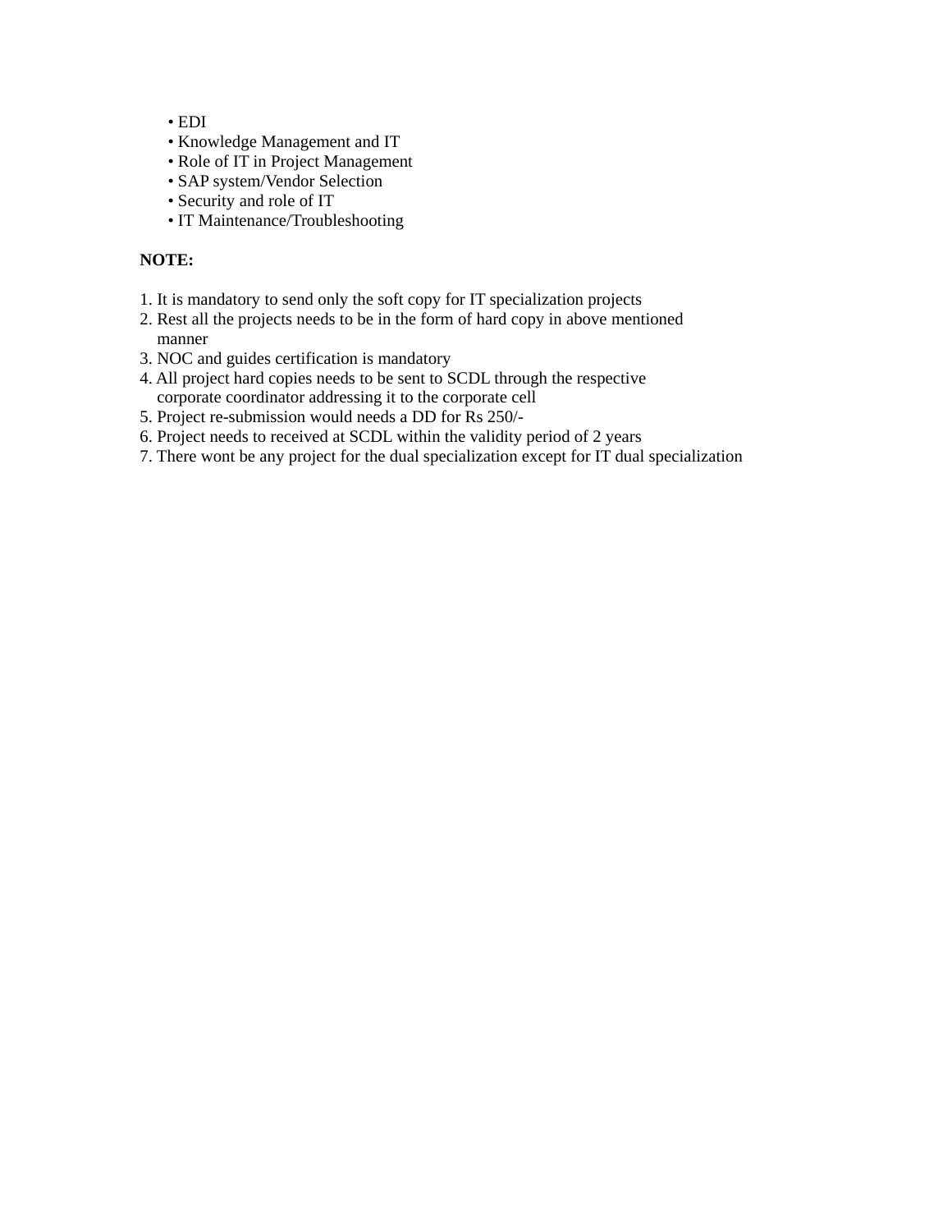- EDI
- Knowledge Management and IT
- Role of IT in Project Management
- SAP system/Vendor Selection
- Security and role of IT
- IT Maintenance/Troubleshooting

**NOTE:**

1. It is mandatory to send only the soft copy for IT specialization projects
2. Rest all the projects needs to be in the form of hard copy in above mentioned manner
3. NOC and guides certification is mandatory
4. All project hard copies needs to be sent to SCDL through the respective corporate coordinator addressing it to the corporate cell
5. Project re-submission would needs a DD for Rs 250/-
6. Project needs to received at SCDL within the validity period of 2 years
7. There wont be any project for the dual specialization except for IT dual specialization